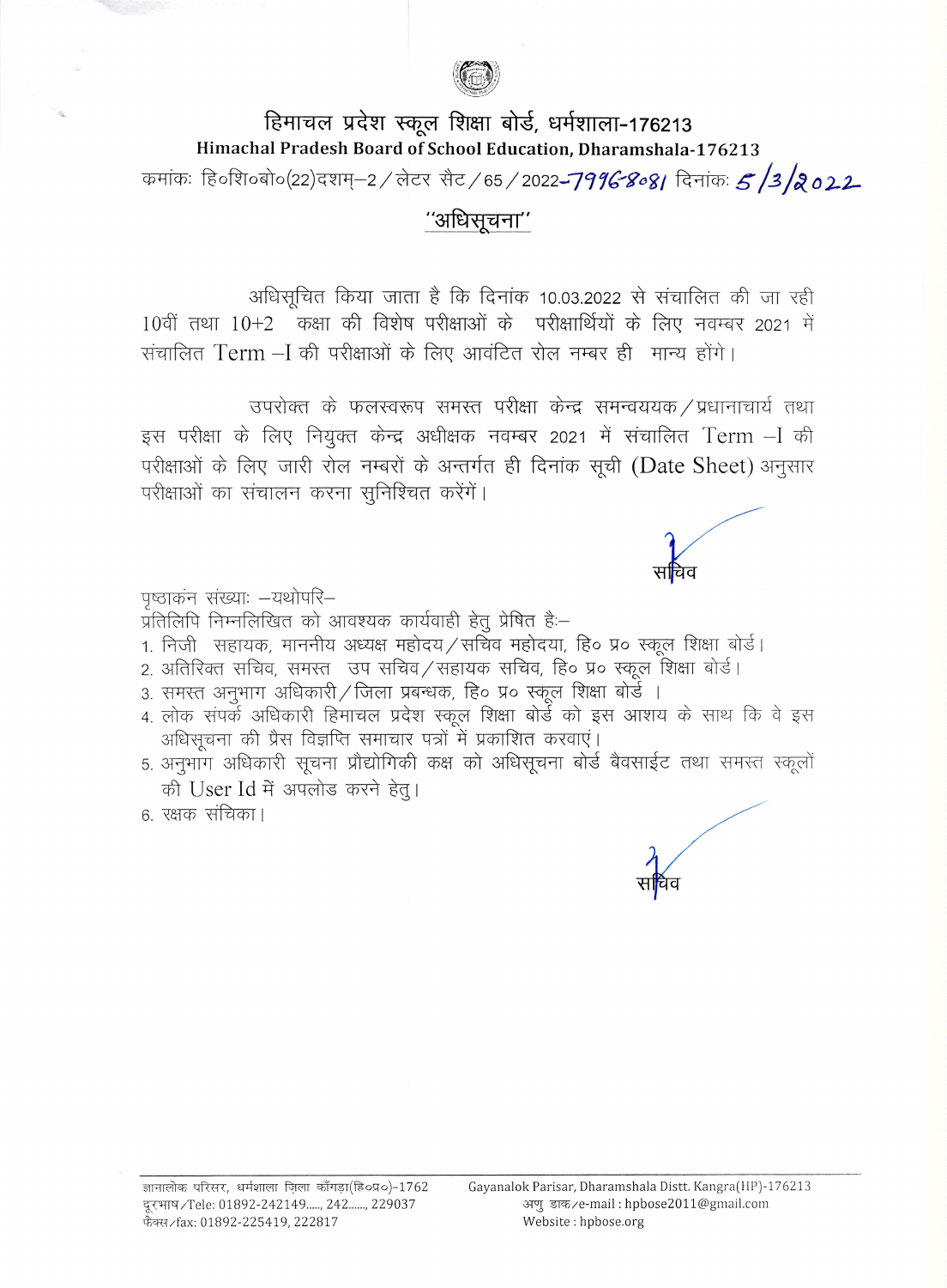# हिमाचल प्रदेश स्कूल शिक्षा बोर्ड, धर्मशाला-176213

## Himachal Pradesh Board of School Education, Dharamshala-176213

क्रमांकः हि०शि०बो०(22)दशम्–2/लेटर सैट/65/2022-7996-8081 दिनांकः 5/3/2022

## "अधिसूचना"

अधिसूचित किया जाता है कि दिनांक 10.03.2022 से संचालित की जा रही 10वीं तथा 10+2 कक्षा की विशेष परीक्षाओं के परीक्षार्थियों के लिए नवम्बर 2021 में संचालित Term –I की परीक्षाओं के लिए आवंटित रोल नम्बर ही मान्य होंगे।

उपरोक्त के फलस्वरूप समस्त परीक्षा केन्द्र समन्वयक/प्रधानाचार्य तथा इस परीक्षा के लिए नियुक्त केन्द्र अधीक्षक नवम्बर 2021 में संचालित Term –I की परीक्षाओं के लिए जारी रोल नम्बरों के अन्तर्गत ही दिनांक सूची (Date Sheet) अनुसार परीक्षाओं का संचालन करना सुनिश्चित करेंगें।

सचिव

पृष्ठांकन संख्याः –यथोपरि–

प्रतिलिपि निम्नलिखित को आवश्यक कार्यवाही हेतु प्रेषित हैः–

1. निजी सहायक, माननीय अध्यक्ष महोदय/सचिव महोदया, हि० प्र० स्कूल शिक्षा बोर्ड।
2. अतिरिक्त सचिव, समस्त उप सचिव/सहायक सचिव, हि० प्र० स्कूल शिक्षा बोर्ड।
3. समस्त अनुभाग अधिकारी/जिला प्रबन्धक, हि० प्र० स्कूल शिक्षा बोर्ड।
4. लोक संपर्क अधिकारी हिमाचल प्रदेश स्कूल शिक्षा बोर्ड को इस आशय के साथ कि वे इस अधिसूचना की प्रेस विज्ञप्ति समाचार पत्रों में प्रकाशित करवाएं।
5. अनुभाग अधिकारी सूचना प्रौद्योगिकी कक्ष को अधिसूचना बोर्ड बैवसाईट तथा समस्त स्कूलों की User Id में अपलोड करने हेतु।
6. रक्षक संचिका।

सचिव

ज्ञानलोक परिसर, धर्मशाला ज़िला काँगड़ा(हि०प्र०)–1762
दूरभाष/Tele: 01892-242149....., 242......, 229037
फैक्स/fax: 01892-225419, 222817

Gayanalok Parisar, Dharamshala Distt. Kangra(HP)-176213
अणु डाक/e-mail : hpbose2011@gmail.com
Website : hpbose.org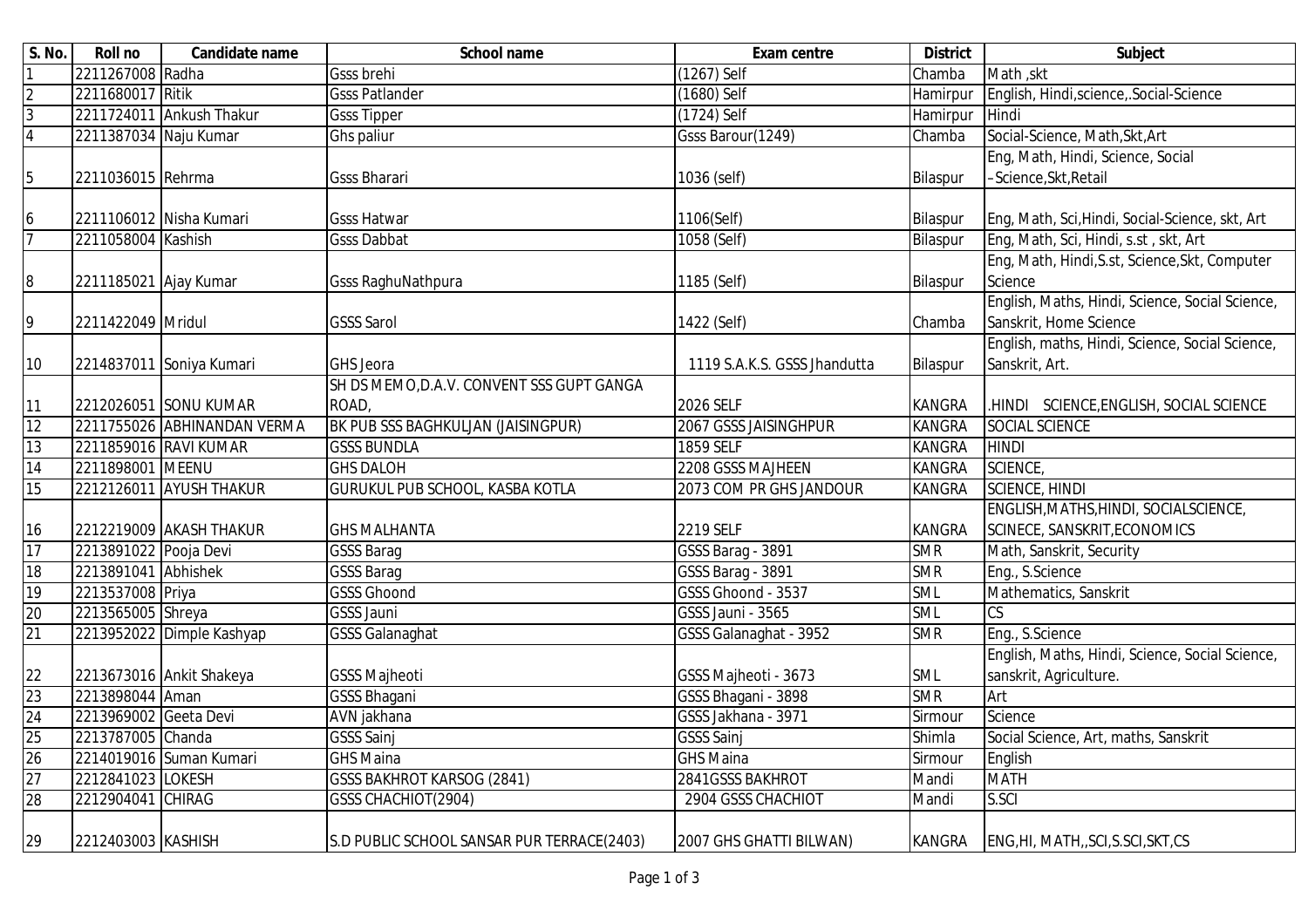| S. No. | Roll no | Candidate name | School name | Exam centre | District | Subject |
|---|---|---|---|---|---|---|
| 1 | 2211267008 | Radha | Gsss brehi | (1267) Self | Chamba | Math ,skt |
| 2 | 2211680017 | Ritik | Gsss Patlander | (1680) Self | Hamirpur | English, Hindi,science,.Social-Science |
| 3 | 2211724011 | Ankush Thakur | Gsss Tipper | (1724) Self | Hamirpur | Hindi |
| 4 | 2211387034 | Naju Kumar | Ghs paliur | Gsss Barour(1249) | Chamba | Social-Science, Math,Skt,Art |
| 5 | 2211036015 | Rehrma | Gsss Bharari | 1036 (self) | Bilaspur | Eng, Math, Hindi, Science, Social –Science,Skt,Retail |
| 6 | 2211106012 | Nisha Kumari | Gsss Hatwar | 1106(Self) | Bilaspur | Eng, Math, Sci,Hindi, Social-Science, skt, Art |
| 7 | 2211058004 | Kashish | Gsss Dabbat | 1058 (Self) | Bilaspur | Eng, Math, Sci, Hindi, s.st , skt, Art |
| 8 | 2211185021 | Ajay Kumar | Gsss RaghuNathpura | 1185 (Self) | Bilaspur | Eng, Math, Hindi,S.st, Science,Skt, Computer Science |
| 9 | 2211422049 | Mridul | GSSS Sarol | 1422 (Self) | Chamba | English, Maths, Hindi, Science, Social Science, Sanskrit, Home Science |
| 10 | 2214837011 | Soniya Kumari | GHS Jeora | 1119 S.A.K.S. GSSS Jhandutta | Bilaspur | English, maths, Hindi, Science, Social Science, Sanskrit, Art. |
| 11 | 2212026051 | SONU KUMAR | SH DS MEMO,D.A.V. CONVENT SSS GUPT GANGA ROAD, | 2026 SELF | KANGRA | .HINDI SCIENCE,ENGLISH, SOCIAL SCIENCE |
| 12 | 2211755026 | ABHINANDAN VERMA | BK PUB SSS BAGHKULJAN (JAISINGPUR) | 2067 GSSS JAISINGHPUR | KANGRA | SOCIAL SCIENCE |
| 13 | 2211859016 | RAVI KUMAR | GSSS BUNDLA | 1859 SELF | KANGRA | HINDI |
| 14 | 2211898001 | MEENU | GHS DALOH | 2208 GSSS MAJHEEN | KANGRA | SCIENCE, |
| 15 | 2212126011 | AYUSH THAKUR | GURUKUL PUB SCHOOL, KASBA KOTLA | 2073 COM PR GHS JANDOUR | KANGRA | SCIENCE, HINDI |
| 16 | 2212219009 | AKASH THAKUR | GHS MALHANTA | 2219 SELF | KANGRA | ENGLISH,MATHS,HINDI, SOCIALSCIENCE, SCINECE, SANSKRIT,ECONOMICS |
| 17 | 2213891022 | Pooja Devi | GSSS Barag | GSSS Barag - 3891 | SMR | Math, Sanskrit, Security |
| 18 | 2213891041 | Abhishek | GSSS Barag | GSSS Barag - 3891 | SMR | Eng., S.Science |
| 19 | 2213537008 | Priya | GSSS Ghoond | GSSS Ghoond - 3537 | SML | Mathematics, Sanskrit |
| 20 | 2213565005 | Shreya | GSSS Jauni | GSSS Jauni - 3565 | SML | CS |
| 21 | 2213952022 | Dimple Kashyap | GSSS Galanaghat | GSSS Galanaghat - 3952 | SMR | Eng., S.Science |
| 22 | 2213673016 | Ankit Shakeya | GSSS Majheoti | GSSS Majheoti - 3673 | SML | English, Maths, Hindi, Science, Social Science, sanskrit, Agriculture. |
| 23 | 2213898044 | Aman | GSSS Bhagani | GSSS Bhagani - 3898 | SMR | Art |
| 24 | 2213969002 | Geeta Devi | AVN jakhana | GSSS Jakhana - 3971 | Sirmour | Science |
| 25 | 2213787005 | Chanda | GSSS Sainj | GSSS Sainj | Shimla | Social Science, Art, maths, Sanskrit |
| 26 | 2214019016 | Suman Kumari | GHS Maina | GHS Maina | Sirmour | English |
| 27 | 2212841023 | LOKESH | GSSS BAKHROT KARSOG (2841) | 2841GSSS BAKHROT | Mandi | MATH |
| 28 | 2212904041 | CHIRAG | GSSS CHACHIOT(2904) | 2904 GSSS CHACHIOT | Mandi | S.SCI |
| 29 | 2212403003 | KASHISH | S.D PUBLIC SCHOOL SANSAR PUR TERRACE(2403) | 2007 GHS GHATTI BILWAN) | KANGRA | ENG,HI, MATH,,SCI,S.SCI,SKT,CS |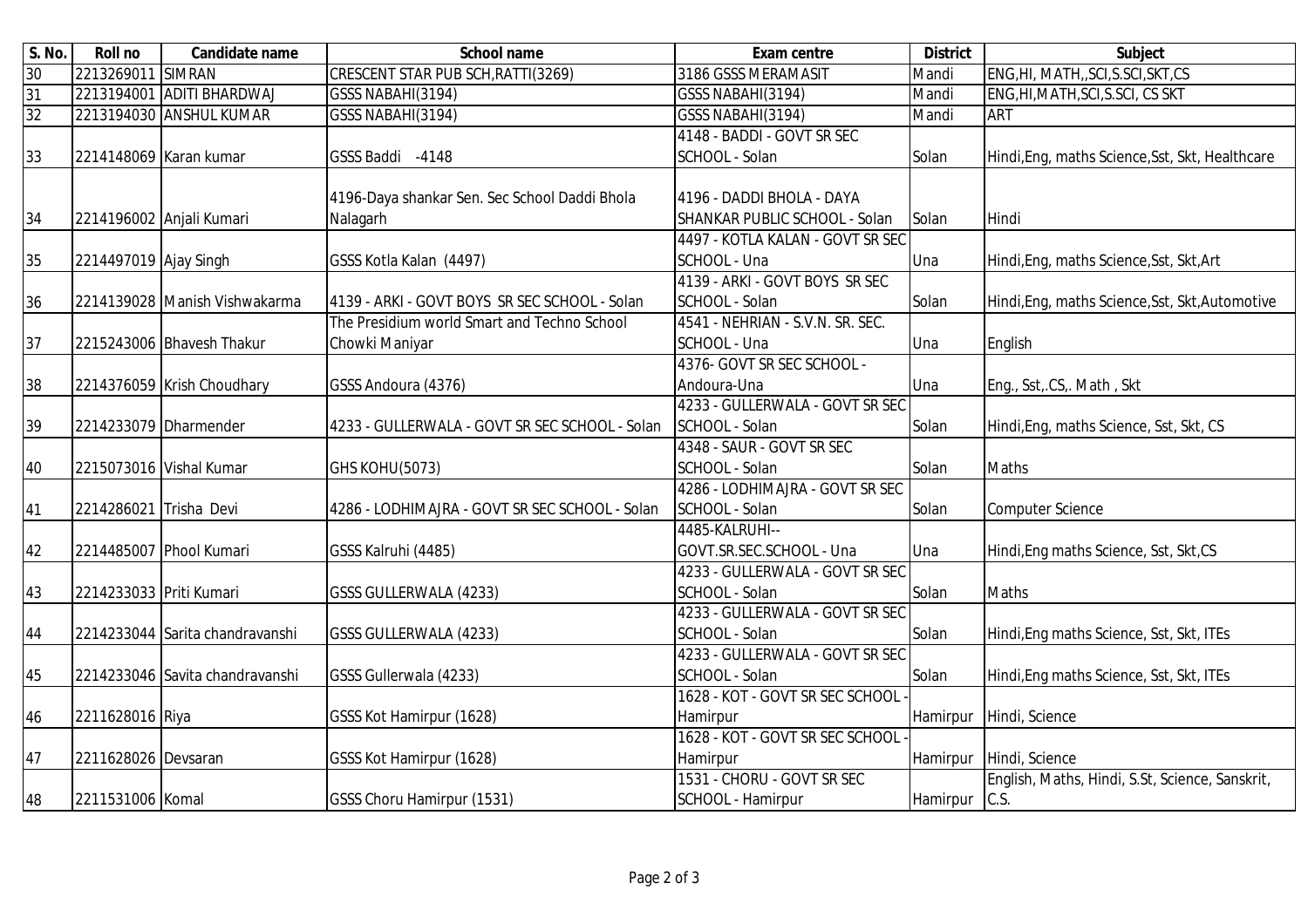| S. No. | Roll no | Candidate name | School name | Exam centre | District | Subject |
|---|---|---|---|---|---|---|
| 30 | 2213269011 | SIMRAN | CRESCENT STAR PUB SCH,RATTI(3269) | 3186 GSSS MERAMASIT | Mandi | ENG,HI, MATH,,SCI,S.SCI,SKT,CS |
| 31 | 2213194001 | ADITI BHARDWAJ | GSSS NABAHI(3194) | GSSS NABAHI(3194) | Mandi | ENG,HI,MATH,SCI,S.SCI, CS SKT |
| 32 | 2213194030 | ANSHUL KUMAR | GSSS NABAHI(3194) | GSSS NABAHI(3194) | Mandi | ART |
| 33 | 2214148069 | Karan kumar | GSSS Baddi -4148 | 4148 - BADDI - GOVT SR SEC SCHOOL - Solan | Solan | Hindi,Eng, maths Science,Sst, Skt, Healthcare |
| 34 | 2214196002 | Anjali Kumari | 4196-Daya shankar Sen. Sec School Daddi Bhola Nalagarh | 4196 - DADDI BHOLA - DAYA SHANKAR PUBLIC SCHOOL - Solan | Solan | Hindi |
| 35 | 2214497019 | Ajay Singh | GSSS Kotla Kalan (4497) | 4497 - KOTLA KALAN - GOVT SR SEC SCHOOL - Una | Una | Hindi,Eng, maths Science,Sst, Skt,Art |
| 36 | 2214139028 | Manish Vishwakarma | 4139 - ARKI - GOVT BOYS SR SEC SCHOOL - Solan | 4139 - ARKI - GOVT BOYS SR SEC SCHOOL - Solan | Solan | Hindi,Eng, maths Science,Sst, Skt,Automotive |
| 37 | 2215243006 | Bhavesh Thakur | The Presidium world Smart and Techno School Chowki Maniyar | 4541 - NEHRIAN - S.V.N. SR. SEC. SCHOOL - Una | Una | English |
| 38 | 2214376059 | Krish Choudhary | GSSS Andoura (4376) | 4376- GOVT SR SEC SCHOOL - Andoura-Una | Una | Eng., Sst,.CS,. Math , Skt |
| 39 | 2214233079 | Dharmender | 4233 - GULLERWALA - GOVT SR SEC SCHOOL - Solan | 4233 - GULLERWALA - GOVT SR SEC SCHOOL - Solan | Solan | Hindi,Eng, maths Science, Sst, Skt, CS |
| 40 | 2215073016 | Vishal Kumar | GHS KOHU(5073) | 4348 - SAUR - GOVT SR SEC SCHOOL - Solan | Solan | Maths |
| 41 | 2214286021 | Trisha Devi | 4286 - LODHIMAJRA - GOVT SR SEC SCHOOL - Solan | 4286 - LODHIMAJRA - GOVT SR SEC SCHOOL - Solan | Solan | Computer Science |
| 42 | 2214485007 | Phool Kumari | GSSS Kalruhi (4485) | 4485-KALRUHI--GOVT.SR.SEC.SCHOOL - Una | Una | Hindi,Eng maths Science, Sst, Skt,CS |
| 43 | 2214233033 | Priti Kumari | GSSS GULLERWALA (4233) | 4233 - GULLERWALA - GOVT SR SEC SCHOOL - Solan | Solan | Maths |
| 44 | 2214233044 | Sarita chandravanshi | GSSS GULLERWALA (4233) | 4233 - GULLERWALA - GOVT SR SEC SCHOOL - Solan | Solan | Hindi,Eng maths Science, Sst, Skt, ITEs |
| 45 | 2214233046 | Savita chandravanshi | GSSS Gullerwala (4233) | 4233 - GULLERWALA - GOVT SR SEC SCHOOL - Solan | Solan | Hindi,Eng maths Science, Sst, Skt, ITEs |
| 46 | 2211628016 | Riya | GSSS Kot Hamirpur (1628) | 1628 - KOT - GOVT SR SEC SCHOOL - Hamirpur | Hamirpur | Hindi, Science |
| 47 | 2211628026 | Devsaran | GSSS Kot Hamirpur (1628) | 1628 - KOT - GOVT SR SEC SCHOOL - Hamirpur | Hamirpur | Hindi, Science |
| 48 | 2211531006 | Komal | GSSS Choru Hamirpur (1531) | 1531 - CHORU - GOVT SR SEC SCHOOL - Hamirpur | Hamirpur | English, Maths, Hindi, S.St, Science, Sanskrit, C.S. |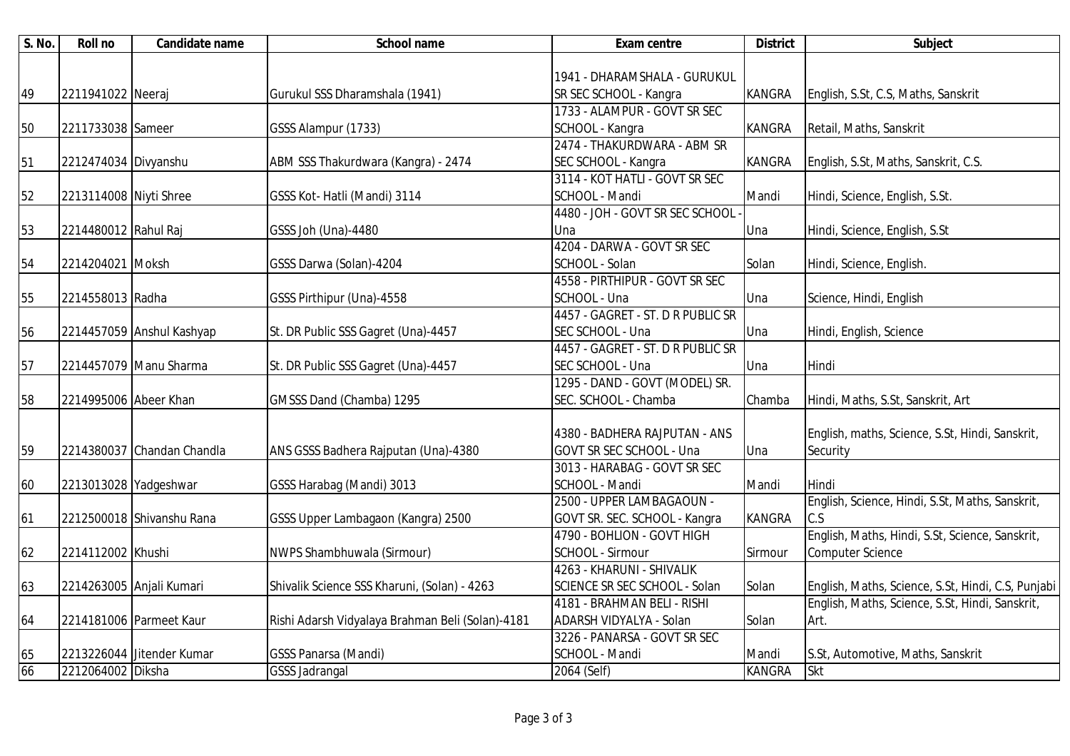| S. No. | Roll no | Candidate name | School name | Exam centre | District | Subject |
|---|---|---|---|---|---|---|
| 49 | 2211941022 | Neeraj | Gurukul SSS Dharamshala (1941) | 1941 - DHARAMSHALA - GURUKUL SR SEC SCHOOL - Kangra | KANGRA | English, S.St, C.S, Maths, Sanskrit |
| 50 | 2211733038 | Sameer | GSSS Alampur (1733) | 1733 - ALAMPUR - GOVT SR SEC SCHOOL - Kangra | KANGRA | Retail, Maths, Sanskrit |
| 51 | 2212474034 | Divyanshu | ABM SSS Thakurdwara (Kangra) - 2474 | 2474 - THAKURDWARA - ABM SR SEC SCHOOL - Kangra | KANGRA | English, S.St, Maths, Sanskrit, C.S. |
| 52 | 2213114008 | Niyti Shree | GSSS Kot- Hatli (Mandi) 3114 | 3114 - KOT HATLI - GOVT SR SEC SCHOOL - Mandi | Mandi | Hindi, Science, English, S.St. |
| 53 | 2214480012 | Rahul Raj | GSSS Joh (Una)-4480 | 4480 - JOH - GOVT SR SEC SCHOOL - Una | Una | Hindi, Science, English, S.St |
| 54 | 2214204021 | Moksh | GSSS Darwa (Solan)-4204 | 4204 - DARWA - GOVT SR SEC SCHOOL - Solan | Solan | Hindi, Science, English. |
| 55 | 2214558013 | Radha | GSSS Pirthipur (Una)-4558 | 4558 - PIRTHIPUR - GOVT SR SEC SCHOOL - Una | Una | Science, Hindi, English |
| 56 | 2214457059 | Anshul Kashyap | St. DR Public SSS Gagret (Una)-4457 | 4457 - GAGRET - ST. D R PUBLIC SR SEC SCHOOL - Una | Una | Hindi, English, Science |
| 57 | 2214457079 | Manu Sharma | St. DR Public SSS Gagret (Una)-4457 | 4457 - GAGRET - ST. D R PUBLIC SR SEC SCHOOL - Una | Una | Hindi |
| 58 | 2214995006 | Abeer Khan | GMSSS Dand (Chamba) 1295 | 1295 - DAND - GOVT (MODEL) SR. SEC. SCHOOL - Chamba | Chamba | Hindi, Maths, S.St, Sanskrit, Art |
| 59 | 2214380037 | Chandan Chandla | ANS GSSS Badhera Rajputan (Una)-4380 | 4380 - BADHERA RAJPUTAN - ANS GOVT SR SEC SCHOOL - Una | Una | English, maths, Science, S.St, Hindi, Sanskrit, Security |
| 60 | 2213013028 | Yadgeshwar | GSSS Harabag (Mandi) 3013 | 3013 - HARABAG - GOVT SR SEC SCHOOL - Mandi | Mandi | Hindi |
| 61 | 2212500018 | Shivanshu Rana | GSSS Upper Lambagaon (Kangra) 2500 | 2500 - UPPER LAMBAGAOUN - GOVT SR. SEC. SCHOOL - Kangra | KANGRA | English, Science, Hindi, S.St, Maths, Sanskrit, C.S |
| 62 | 2214112002 | Khushi | NWPS Shambhuwala (Sirmour) | 4790 - BOHLION - GOVT HIGH SCHOOL - Sirmour | Sirmour | English, Maths, Hindi, S.St, Science, Sanskrit, Computer Science |
| 63 | 2214263005 | Anjali Kumari | Shivalik Science SSS Kharuni, (Solan) - 4263 | 4263 - KHARUNI - SHIVALIK SCIENCE SR SEC SCHOOL - Solan | Solan | English, Maths, Science, S.St, Hindi, C.S, Punjabi |
| 64 | 2214181006 | Parmeet Kaur | Rishi Adarsh Vidyalaya Brahman Beli (Solan)-4181 | 4181 - BRAHMAN BELI - RISHI ADARSH VIDYALYA - Solan | Solan | English, Maths, Science, S.St, Hindi, Sanskrit, Art. |
| 65 | 2213226044 | Jitender Kumar | GSSS Panarsa (Mandi) | 3226 - PANARSA - GOVT SR SEC SCHOOL - Mandi | Mandi | S.St, Automotive, Maths, Sanskrit |
| 66 | 2212064002 | Diksha | GSSS Jadrangal | 2064 (Self) | KANGRA | Skt |